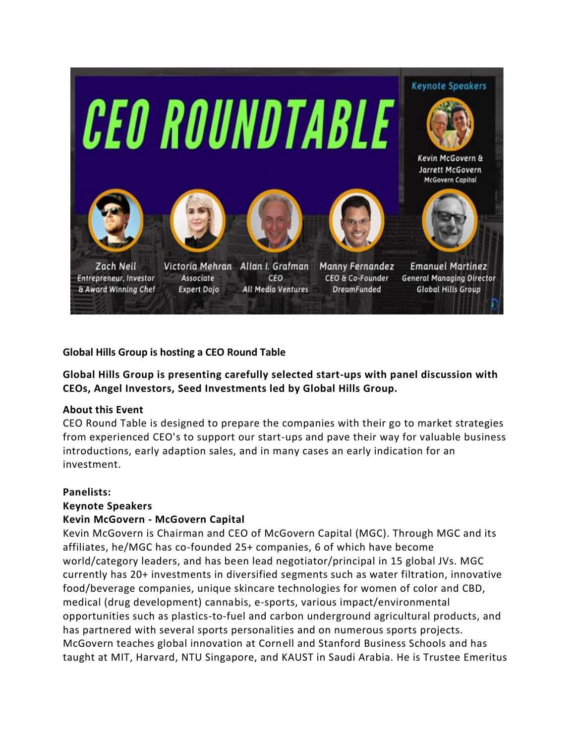# CEO ROUNDTABLE

**Keynote Speakers**

Kevin McGovern & Jarrett McGovern
McGovern Capital

Zach Neil
Entrepreneur, Investor & Award Winning Chef

Victoria Mehran
Associate
Expert Dojo

Allan I. Grafman
CEO
All Media Ventures

Manny Fernandez
CEO & Co-Founder
DreamFunded

Emanuel Martinez
General Managing Director
Global Hills Group

**Global Hills Group is hosting a CEO Round Table**

**Global Hills Group is presenting carefully selected start-ups with panel discussion with CEOs, Angel Investors, Seed Investments led by Global Hills Group.**

**About this Event**

CEO Round Table is designed to prepare the companies with their go to market strategies from experienced CEO's to support our start-ups and pave their way for valuable business introductions, early adaption sales, and in many cases an early indication for an investment.

**Panelists:**

**Keynote Speakers**

**Kevin McGovern - McGovern Capital**

Kevin McGovern is Chairman and CEO of McGovern Capital (MGC). Through MGC and its affiliates, he/MGC has co-founded 25+ companies, 6 of which have become world/category leaders, and has been lead negotiator/principal in 15 global JVs. MGC currently has 20+ investments in diversified segments such as water filtration, innovative food/beverage companies, unique skincare technologies for women of color and CBD, medical (drug development) cannabis, e-sports, various impact/environmental opportunities such as plastics-to-fuel and carbon underground agricultural products, and has partnered with several sports personalities and on numerous sports projects. McGovern teaches global innovation at Cornell and Stanford Business Schools and has taught at MIT, Harvard, NTU Singapore, and KAUST in Saudi Arabia. He is Trustee Emeritus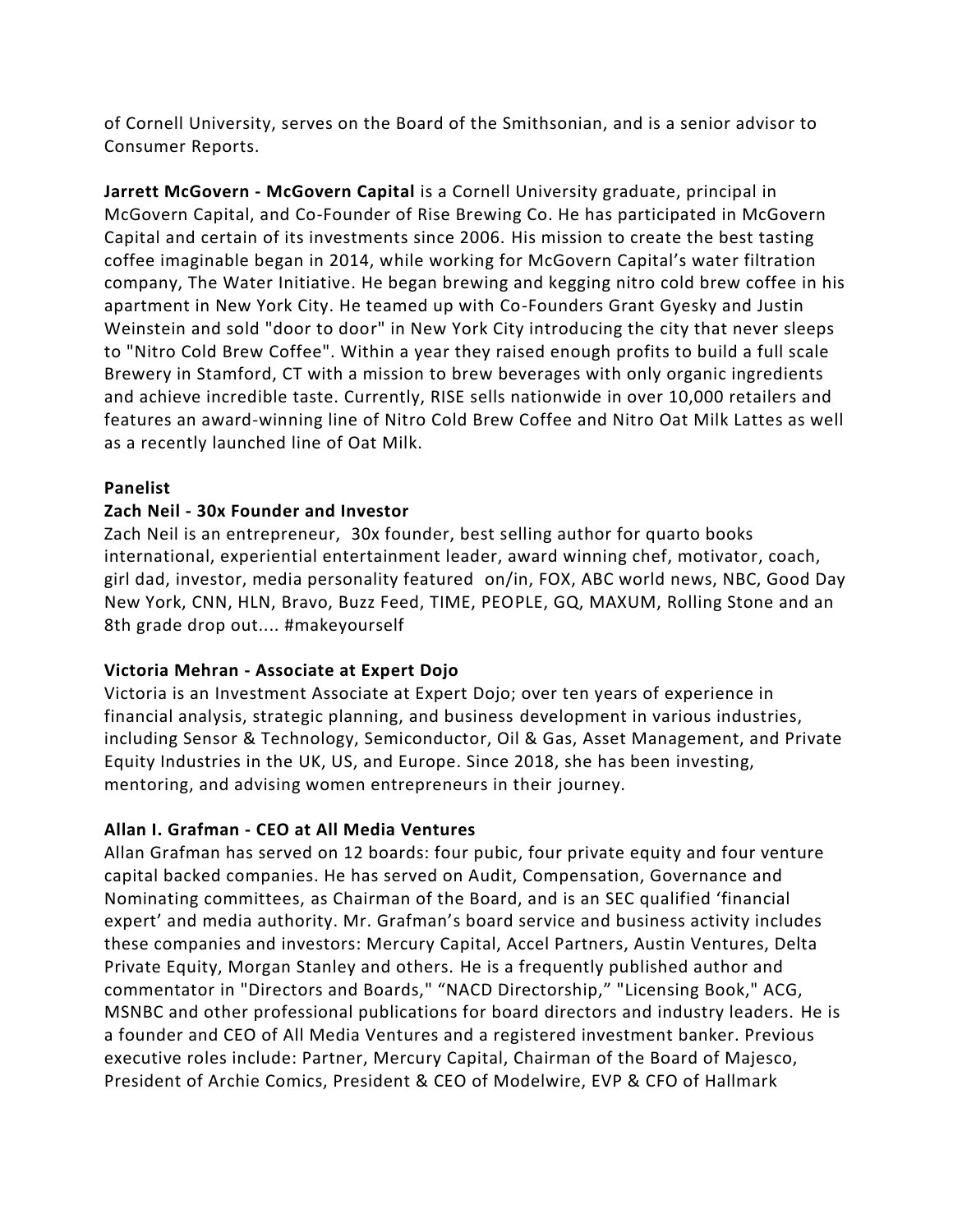of Cornell University, serves on the Board of the Smithsonian, and is a senior advisor to Consumer Reports.

**Jarrett McGovern - McGovern Capital** is a Cornell University graduate, principal in McGovern Capital, and Co-Founder of Rise Brewing Co. He has participated in McGovern Capital and certain of its investments since 2006. His mission to create the best tasting coffee imaginable began in 2014, while working for McGovern Capital's water filtration company, The Water Initiative. He began brewing and kegging nitro cold brew coffee in his apartment in New York City. He teamed up with Co-Founders Grant Gyesky and Justin Weinstein and sold "door to door" in New York City introducing the city that never sleeps to "Nitro Cold Brew Coffee". Within a year they raised enough profits to build a full scale Brewery in Stamford, CT with a mission to brew beverages with only organic ingredients and achieve incredible taste. Currently, RISE sells nationwide in over 10,000 retailers and features an award-winning line of Nitro Cold Brew Coffee and Nitro Oat Milk Lattes as well as a recently launched line of Oat Milk.

**Panelist**

**Zach Neil - 30x Founder and Investor**

Zach Neil is an entrepreneur, 30x founder, best selling author for quarto books international, experiential entertainment leader, award winning chef, motivator, coach, girl dad, investor, media personality featured on/in, FOX, ABC world news, NBC, Good Day New York, CNN, HLN, Bravo, Buzz Feed, TIME, PEOPLE, GQ, MAXUM, Rolling Stone and an 8th grade drop out.... #makeyourself

**Victoria Mehran - Associate at Expert Dojo**

Victoria is an Investment Associate at Expert Dojo; over ten years of experience in financial analysis, strategic planning, and business development in various industries, including Sensor & Technology, Semiconductor, Oil & Gas, Asset Management, and Private Equity Industries in the UK, US, and Europe. Since 2018, she has been investing, mentoring, and advising women entrepreneurs in their journey.

**Allan I. Grafman - CEO at All Media Ventures**

Allan Grafman has served on 12 boards: four pubic, four private equity and four venture capital backed companies. He has served on Audit, Compensation, Governance and Nominating committees, as Chairman of the Board, and is an SEC qualified 'financial expert' and media authority. Mr. Grafman's board service and business activity includes these companies and investors: Mercury Capital, Accel Partners, Austin Ventures, Delta Private Equity, Morgan Stanley and others. He is a frequently published author and commentator in "Directors and Boards," "NACD Directorship," "Licensing Book," ACG, MSNBC and other professional publications for board directors and industry leaders. He is a founder and CEO of All Media Ventures and a registered investment banker. Previous executive roles include: Partner, Mercury Capital, Chairman of the Board of Majesco, President of Archie Comics, President & CEO of Modelwire, EVP & CFO of Hallmark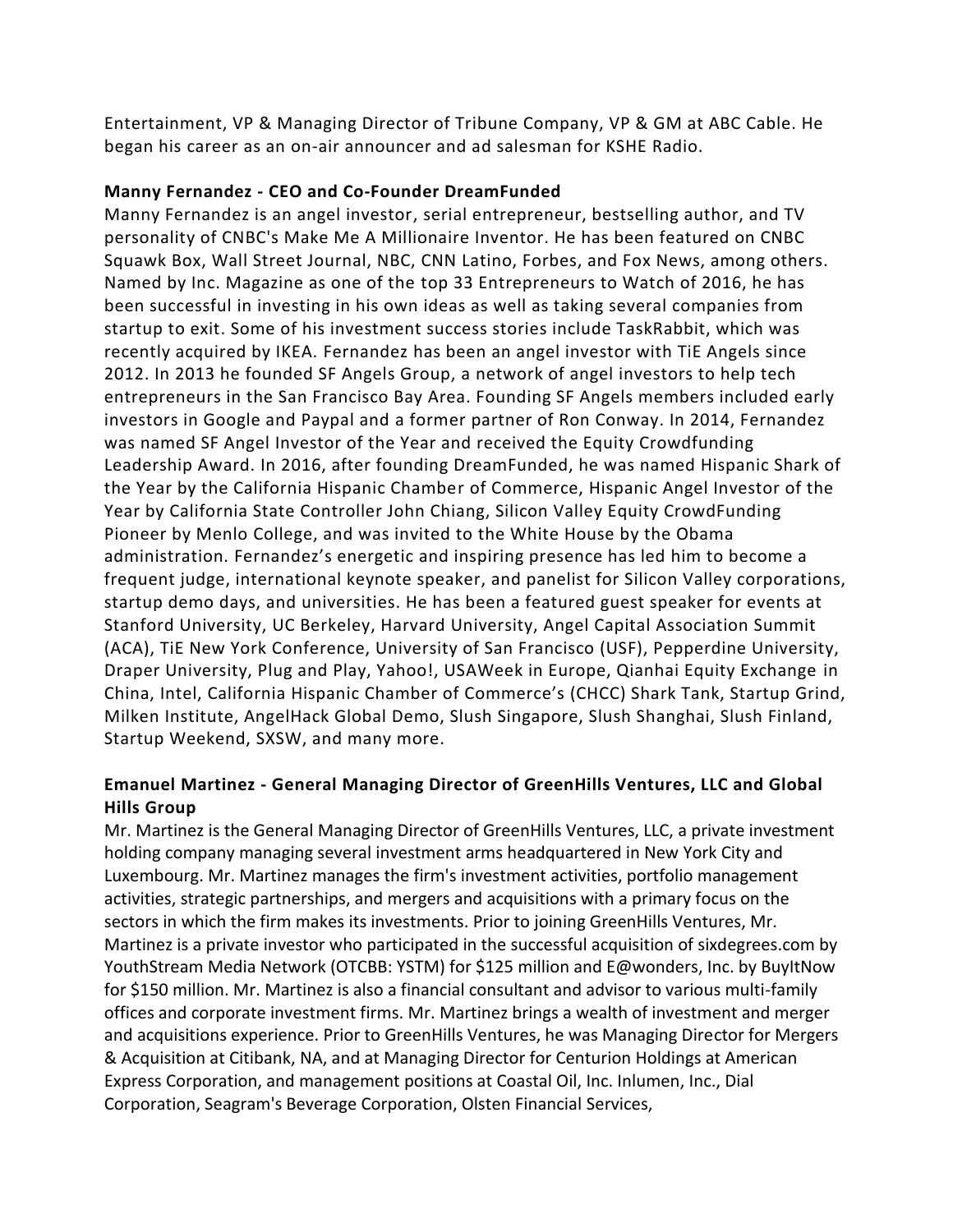Entertainment, VP & Managing Director of Tribune Company, VP & GM at ABC Cable. He began his career as an on-air announcer and ad salesman for KSHE Radio.

**Manny Fernandez - CEO and Co-Founder DreamFunded**

Manny Fernandez is an angel investor, serial entrepreneur, bestselling author, and TV personality of CNBC's Make Me A Millionaire Inventor. He has been featured on CNBC Squawk Box, Wall Street Journal, NBC, CNN Latino, Forbes, and Fox News, among others. Named by Inc. Magazine as one of the top 33 Entrepreneurs to Watch of 2016, he has been successful in investing in his own ideas as well as taking several companies from startup to exit. Some of his investment success stories include TaskRabbit, which was recently acquired by IKEA. Fernandez has been an angel investor with TiE Angels since 2012. In 2013 he founded SF Angels Group, a network of angel investors to help tech entrepreneurs in the San Francisco Bay Area. Founding SF Angels members included early investors in Google and Paypal and a former partner of Ron Conway. In 2014, Fernandez was named SF Angel Investor of the Year and received the Equity Crowdfunding Leadership Award. In 2016, after founding DreamFunded, he was named Hispanic Shark of the Year by the California Hispanic Chamber of Commerce, Hispanic Angel Investor of the Year by California State Controller John Chiang, Silicon Valley Equity CrowdFunding Pioneer by Menlo College, and was invited to the White House by the Obama administration. Fernandez's energetic and inspiring presence has led him to become a frequent judge, international keynote speaker, and panelist for Silicon Valley corporations, startup demo days, and universities. He has been a featured guest speaker for events at Stanford University, UC Berkeley, Harvard University, Angel Capital Association Summit (ACA), TiE New York Conference, University of San Francisco (USF), Pepperdine University, Draper University, Plug and Play, Yahoo!, USAWeek in Europe, Qianhai Equity Exchange in China, Intel, California Hispanic Chamber of Commerce's (CHCC) Shark Tank, Startup Grind, Milken Institute, AngelHack Global Demo, Slush Singapore, Slush Shanghai, Slush Finland, Startup Weekend, SXSW, and many more.

**Emanuel Martinez - General Managing Director of GreenHills Ventures, LLC and Global Hills Group**

Mr. Martinez is the General Managing Director of GreenHills Ventures, LLC, a private investment holding company managing several investment arms headquartered in New York City and Luxembourg. Mr. Martinez manages the firm's investment activities, portfolio management activities, strategic partnerships, and mergers and acquisitions with a primary focus on the sectors in which the firm makes its investments. Prior to joining GreenHills Ventures, Mr. Martinez is a private investor who participated in the successful acquisition of sixdegrees.com by YouthStream Media Network (OTCBB: YSTM) for $125 million and E@wonders, Inc. by BuyItNow for $150 million. Mr. Martinez is also a financial consultant and advisor to various multi-family offices and corporate investment firms. Mr. Martinez brings a wealth of investment and merger and acquisitions experience. Prior to GreenHills Ventures, he was Managing Director for Mergers & Acquisition at Citibank, NA, and at Managing Director for Centurion Holdings at American Express Corporation, and management positions at Coastal Oil, Inc. Inlumen, Inc., Dial Corporation, Seagram's Beverage Corporation, Olsten Financial Services,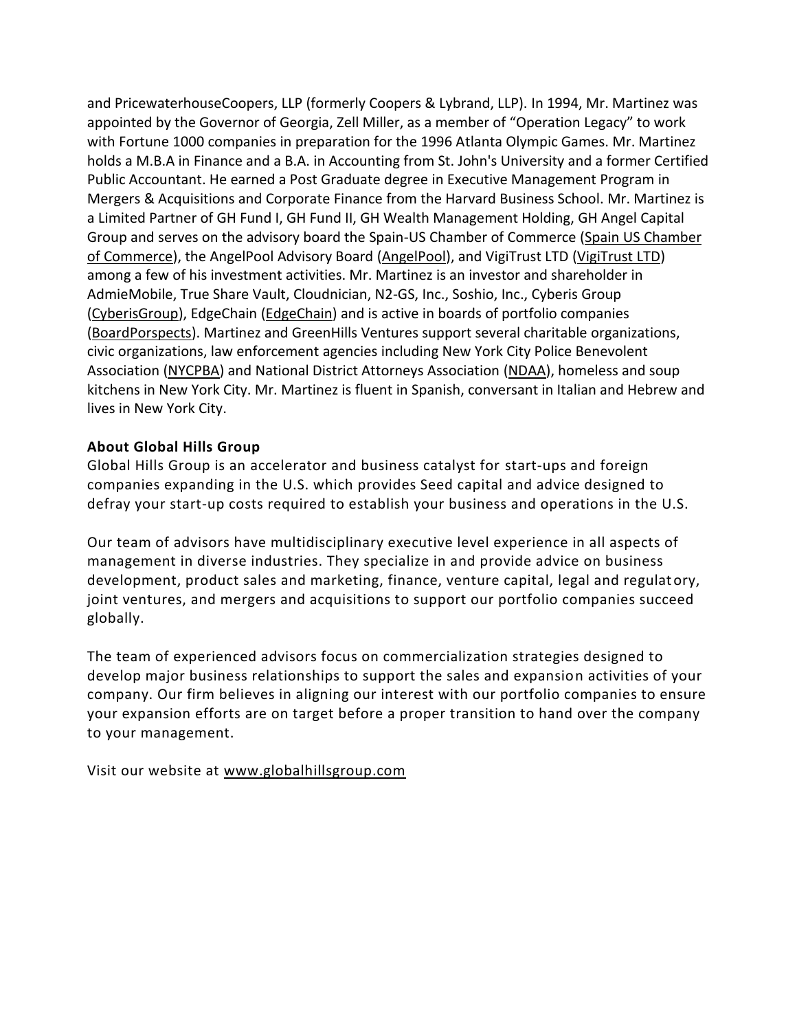and PricewaterhouseCoopers, LLP (formerly Coopers & Lybrand, LLP). In 1994, Mr. Martinez was appointed by the Governor of Georgia, Zell Miller, as a member of "Operation Legacy" to work with Fortune 1000 companies in preparation for the 1996 Atlanta Olympic Games. Mr. Martinez holds a M.B.A in Finance and a B.A. in Accounting from St. John's University and a former Certified Public Accountant. He earned a Post Graduate degree in Executive Management Program in Mergers & Acquisitions and Corporate Finance from the Harvard Business School. Mr. Martinez is a Limited Partner of GH Fund I, GH Fund II, GH Wealth Management Holding, GH Angel Capital Group and serves on the advisory board the Spain-US Chamber of Commerce (Spain US Chamber of Commerce), the AngelPool Advisory Board (AngelPool), and VigiTrust LTD (VigiTrust LTD) among a few of his investment activities. Mr. Martinez is an investor and shareholder in AdmieMobile, True Share Vault, Cloudnician, N2-GS, Inc., Soshio, Inc., Cyberis Group (CyberisGroup), EdgeChain (EdgeChain) and is active in boards of portfolio companies (BoardPorspects). Martinez and GreenHills Ventures support several charitable organizations, civic organizations, law enforcement agencies including New York City Police Benevolent Association (NYCPBA) and National District Attorneys Association (NDAA), homeless and soup kitchens in New York City. Mr. Martinez is fluent in Spanish, conversant in Italian and Hebrew and lives in New York City.

**About Global Hills Group**

Global Hills Group is an accelerator and business catalyst for start-ups and foreign companies expanding in the U.S. which provides Seed capital and advice designed to defray your start-up costs required to establish your business and operations in the U.S.

Our team of advisors have multidisciplinary executive level experience in all aspects of management in diverse industries. They specialize in and provide advice on business development, product sales and marketing, finance, venture capital, legal and regulatory, joint ventures, and mergers and acquisitions to support our portfolio companies succeed globally.

The team of experienced advisors focus on commercialization strategies designed to develop major business relationships to support the sales and expansion activities of your company. Our firm believes in aligning our interest with our portfolio companies to ensure your expansion efforts are on target before a proper transition to hand over the company to your management.

Visit our website at www.globalhillsgroup.com